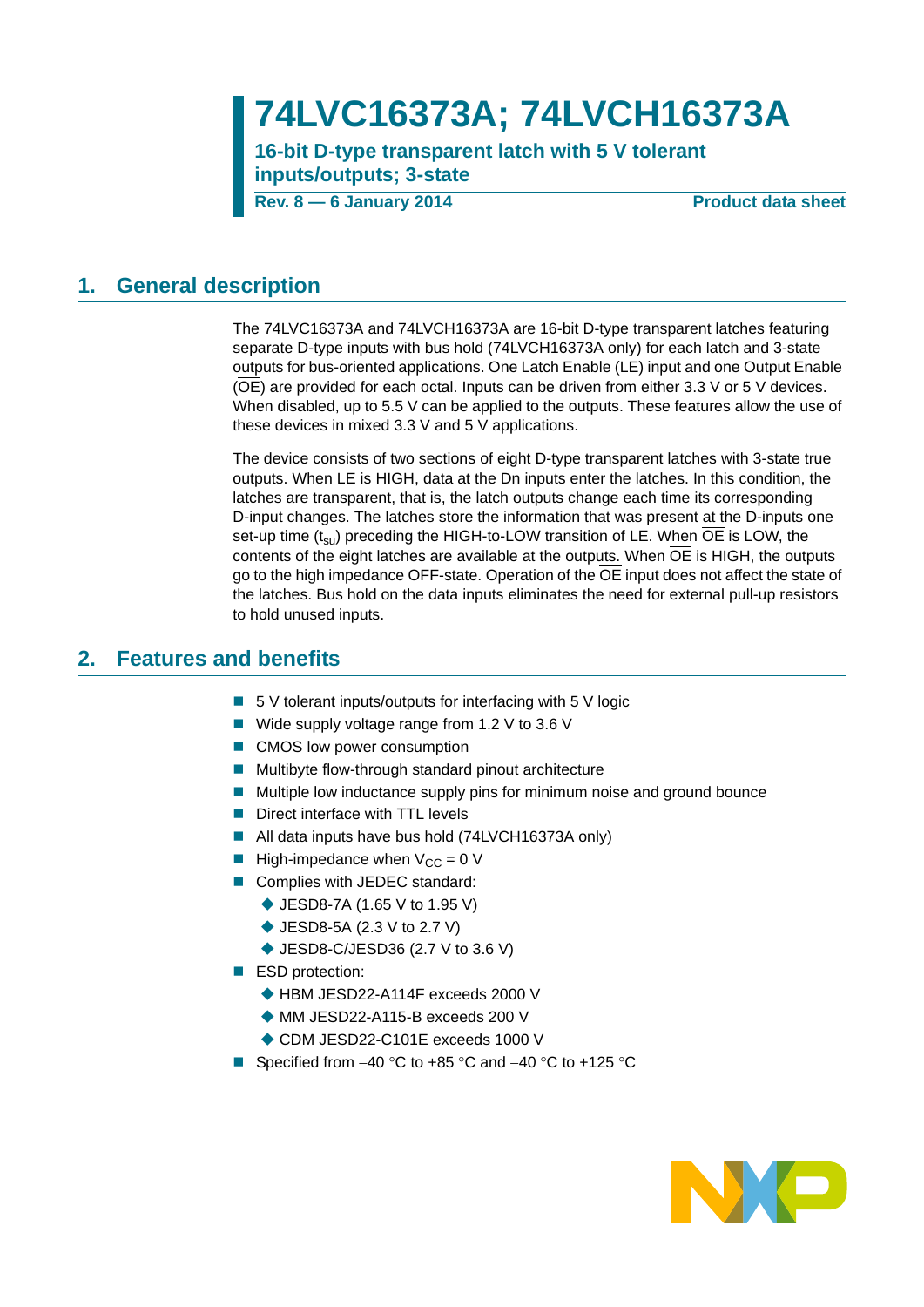# 74LVC16373A; 74LVCH16373A

**16-bit D-type transparent latch with 5 V tolerant inputs/outputs; 3-state**

**Rev. 8 — 6 January 2014** **Product data sheet**

## 1. General description

The 74LVC16373A and 74LVCH16373A are 16-bit D-type transparent latches featuring separate D-type inputs with bus hold (74LVCH16373A only) for each latch and 3-state outputs for bus-oriented applications. One Latch Enable (LE) input and one Output Enable ($\overline{OE}$) are provided for each octal. Inputs can be driven from either 3.3 V or 5 V devices. When disabled, up to 5.5 V can be applied to the outputs. These features allow the use of these devices in mixed 3.3 V and 5 V applications.

The device consists of two sections of eight D-type transparent latches with 3-state true outputs. When LE is HIGH, data at the Dn inputs enter the latches. In this condition, the latches are transparent, that is, the latch outputs change each time its corresponding D-input changes. The latches store the information that was present at the D-inputs one set-up time ($t_{su}$) preceding the HIGH-to-LOW transition of LE. When $\overline{OE}$ is LOW, the contents of the eight latches are available at the outputs. When $\overline{OE}$ is HIGH, the outputs go to the high impedance OFF-state. Operation of the $\overline{OE}$ input does not affect the state of the latches. Bus hold on the data inputs eliminates the need for external pull-up resistors to hold unused inputs.

## 2. Features and benefits

- 5 V tolerant inputs/outputs for interfacing with 5 V logic
- Wide supply voltage range from 1.2 V to 3.6 V
- CMOS low power consumption
- Multibyte flow-through standard pinout architecture
- Multiple low inductance supply pins for minimum noise and ground bounce
- Direct interface with TTL levels
- All data inputs have bus hold (74LVCH16373A only)
- High-impedance when $V_{CC}$ = 0 V
- Complies with JEDEC standard:
  - JESD8-7A (1.65 V to 1.95 V)
  - JESD8-5A (2.3 V to 2.7 V)
  - JESD8-C/JESD36 (2.7 V to 3.6 V)
- ESD protection:
  - HBM JESD22-A114F exceeds 2000 V
  - MM JESD22-A115-B exceeds 200 V
  - CDM JESD22-C101E exceeds 1000 V
- Specified from −40 °C to +85 °C and −40 °C to +125 °C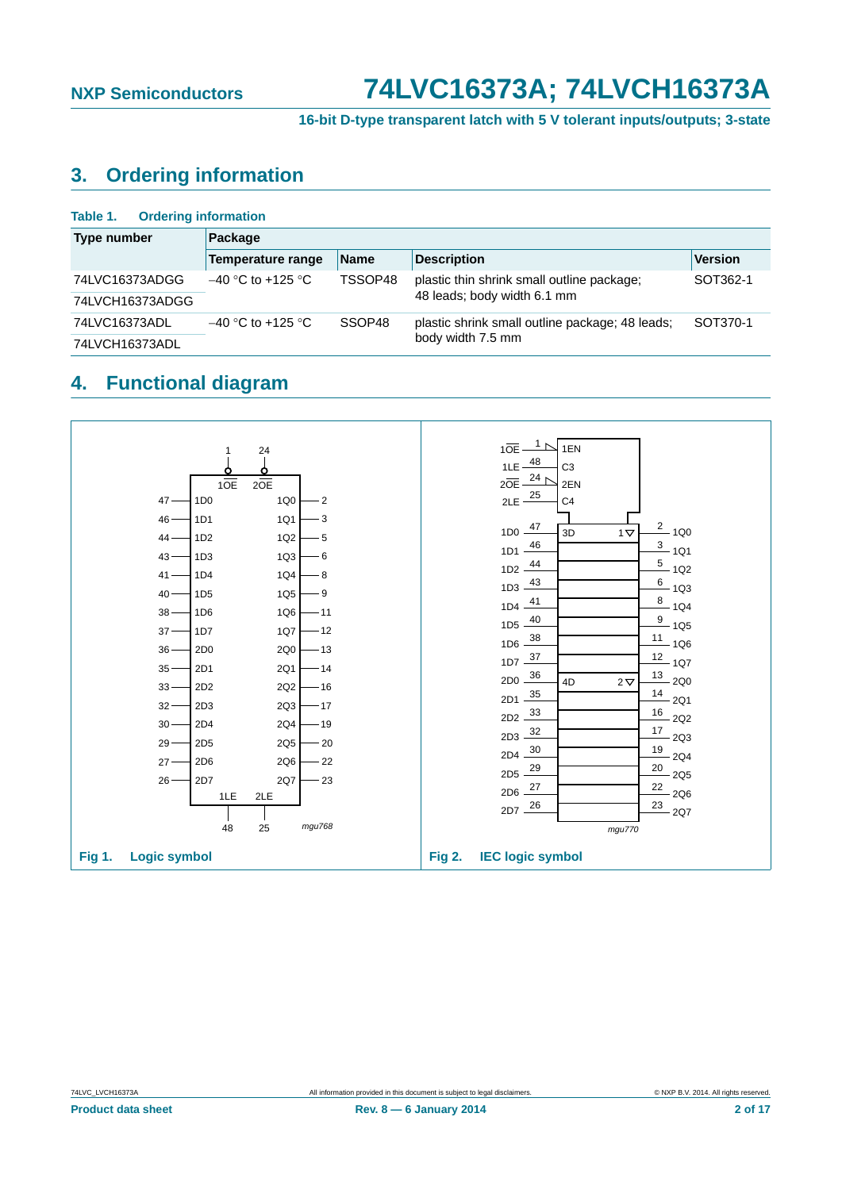## 3. Ordering information

**Table 1. Ordering information**

| Type number | Package | | | |
|---|---|---|---|---|
| | Temperature range | Name | Description | Version |
| 74LVC16373ADGG | −40 °C to +125 °C | TSSOP48 | plastic thin shrink small outline package; 48 leads; body width 6.1 mm | SOT362-1 |
| 74LVCH16373ADGG | | | | |
| 74LVC16373ADL | −40 °C to +125 °C | SSOP48 | plastic shrink small outline package; 48 leads; body width 7.5 mm | SOT370-1 |
| 74LVCH16373ADL | | | | |

## 4. Functional diagram

Fig 1. Logic symbol

Fig 2. IEC logic symbol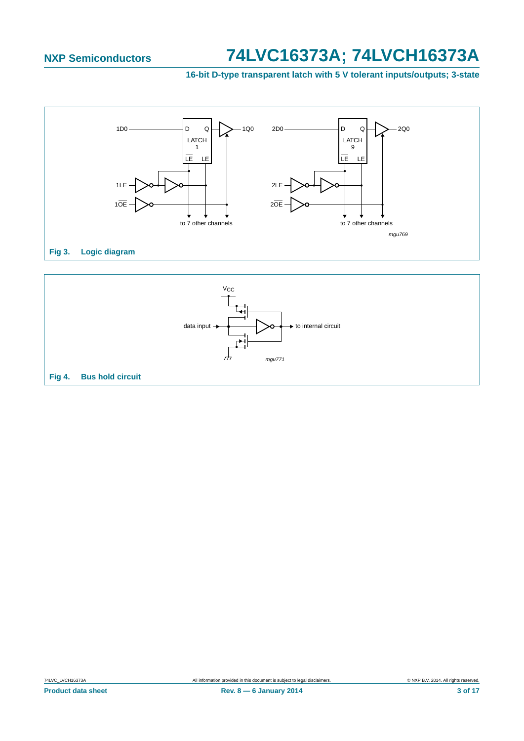**Fig 3. Logic diagram**

**Fig 4. Bus hold circuit**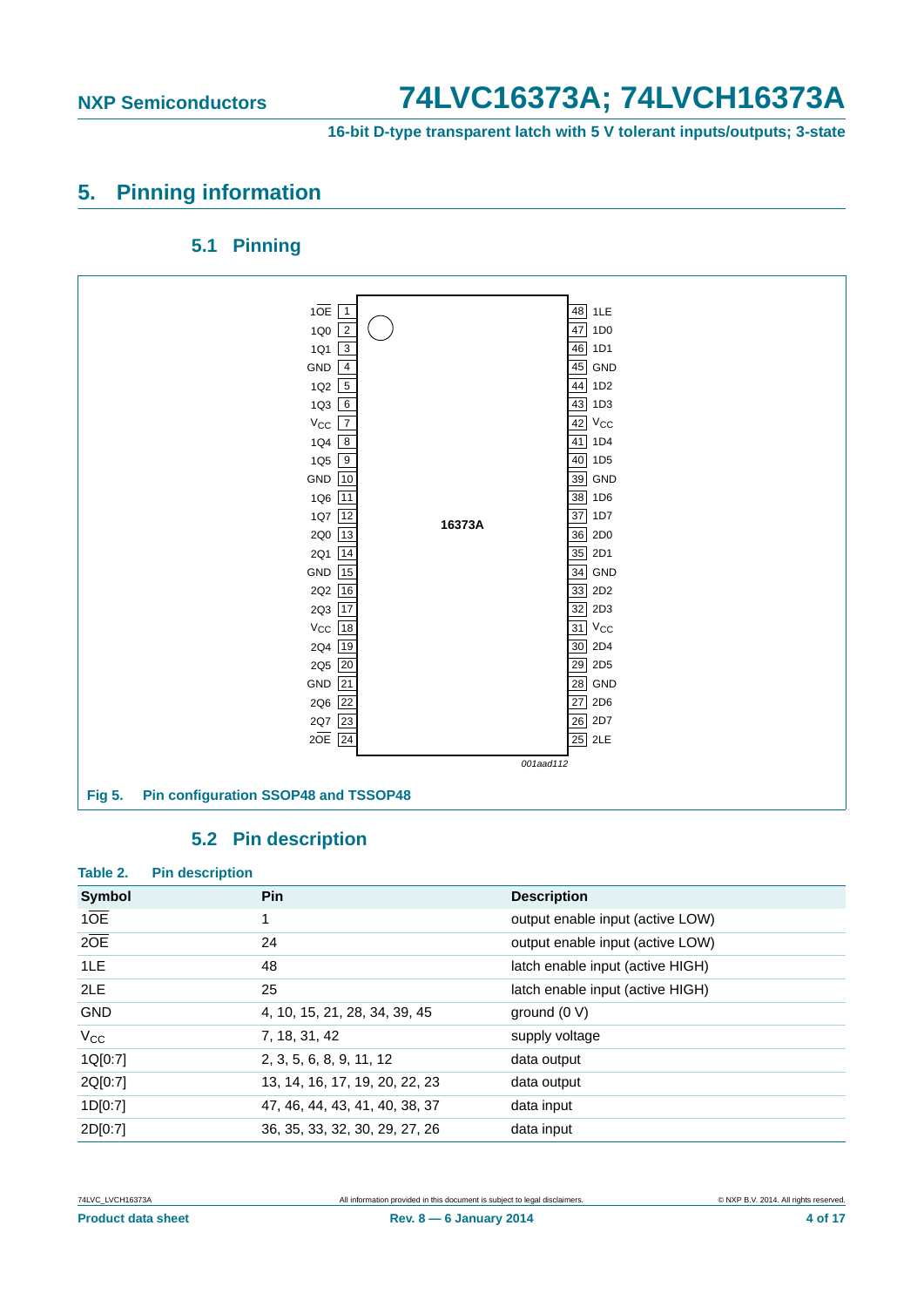## 5. Pinning information

### 5.1 Pinning

| Pin name | Pin | Pin | Pin name |
|---|---|---|---|
| $1\overline{OE}$ | 1 | 48 | 1LE |
| 1Q0 | 2 | 47 | 1D0 |
| 1Q1 | 3 | 46 | 1D1 |
| GND | 4 | 45 | GND |
| 1Q2 | 5 | 44 | 1D2 |
| 1Q3 | 6 | 43 | 1D3 |
| $V_{CC}$ | 7 | 42 | $V_{CC}$ |
| 1Q4 | 8 | 41 | 1D4 |
| 1Q5 | 9 | 40 | 1D5 |
| GND | 10 | 39 | GND |
| 1Q6 | 11 | 38 | 1D6 |
| 1Q7 | 12 | 37 | 1D7 |
| 2Q0 | 13 | 36 | 2D0 |
| 2Q1 | 14 | 35 | 2D1 |
| GND | 15 | 34 | GND |
| 2Q2 | 16 | 33 | 2D2 |
| 2Q3 | 17 | 32 | 2D3 |
| $V_{CC}$ | 18 | 31 | $V_{CC}$ |
| 2Q4 | 19 | 30 | 2D4 |
| 2Q5 | 20 | 29 | 2D5 |
| GND | 21 | 28 | GND |
| 2Q6 | 22 | 27 | 2D6 |
| 2Q7 | 23 | 26 | 2D7 |
| $2\overline{OE}$ | 24 | 25 | 2LE |

16373A

001aad112

**Fig 5. Pin configuration SSOP48 and TSSOP48**

### 5.2 Pin description

**Table 2. Pin description**

| Symbol | Pin | Description |
|---|---|---|
| $1\overline{OE}$ | 1 | output enable input (active LOW) |
| $2\overline{OE}$ | 24 | output enable input (active LOW) |
| 1LE | 48 | latch enable input (active HIGH) |
| 2LE | 25 | latch enable input (active HIGH) |
| GND | 4, 10, 15, 21, 28, 34, 39, 45 | ground (0 V) |
| $V_{CC}$ | 7, 18, 31, 42 | supply voltage |
| 1Q[0:7] | 2, 3, 5, 6, 8, 9, 11, 12 | data output |
| 2Q[0:7] | 13, 14, 16, 17, 19, 20, 22, 23 | data output |
| 1D[0:7] | 47, 46, 44, 43, 41, 40, 38, 37 | data input |
| 2D[0:7] | 36, 35, 33, 32, 30, 29, 27, 26 | data input |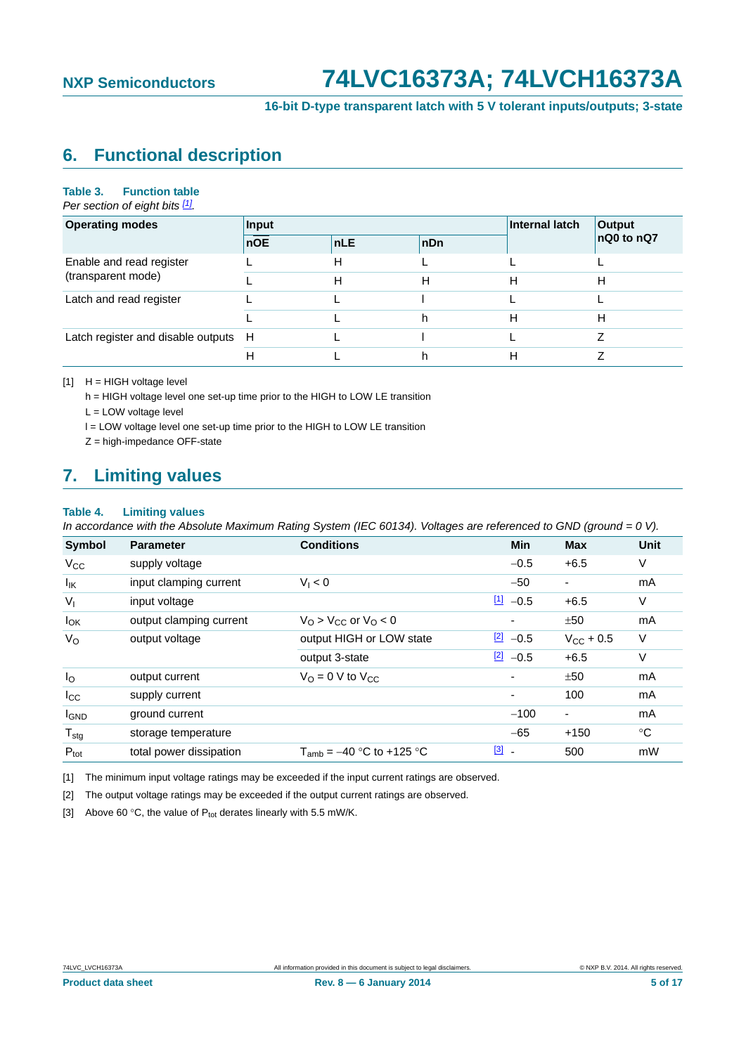## 6. Functional description

**Table 3. Function table**

*Per section of eight bits [1].*

| Operating modes | Input | | | Internal latch | Output |
|---|---|---|---|---|---|
| | $\overline{nOE}$ | nLE | nDn | | nQ0 to nQ7 |
| Enable and read register (transparent mode) | L | H | L | L | L |
| | L | H | H | H | H |
| Latch and read register | L | L | l | L | L |
| | L | L | h | H | H |
| Latch register and disable outputs | H | L | l | L | Z |
| | H | L | h | H | Z |

[1] H = HIGH voltage level

h = HIGH voltage level one set-up time prior to the HIGH to LOW LE transition

L = LOW voltage level

l = LOW voltage level one set-up time prior to the HIGH to LOW LE transition

Z = high-impedance OFF-state

## 7. Limiting values

**Table 4. Limiting values**

*In accordance with the Absolute Maximum Rating System (IEC 60134). Voltages are referenced to GND (ground = 0 V).*

| Symbol | Parameter | Conditions | | Min | Max | Unit |
|---|---|---|---|---|---|---|
| $V_{CC}$ | supply voltage | | | −0.5 | +6.5 | V |
| $I_{IK}$ | input clamping current | $V_I < 0$ | | −50 | - | mA |
| $V_I$ | input voltage | | [1] | −0.5 | +6.5 | V |
| $I_{OK}$ | output clamping current | $V_O > V_{CC}$ or $V_O < 0$ | | - | ±50 | mA |
| $V_O$ | output voltage | output HIGH or LOW state | [2] | −0.5 | $V_{CC}$ + 0.5 | V |
| | | output 3-state | [2] | −0.5 | +6.5 | V |
| $I_O$ | output current | $V_O$ = 0 V to $V_{CC}$ | | - | ±50 | mA |
| $I_{CC}$ | supply current | | | - | 100 | mA |
| $I_{GND}$ | ground current | | | −100 | - | mA |
| $T_{stg}$ | storage temperature | | | −65 | +150 | °C |
| $P_{tot}$ | total power dissipation | $T_{amb}$ = −40 °C to +125 °C | [3] | - | 500 | mW |

[1] The minimum input voltage ratings may be exceeded if the input current ratings are observed.

[2] The output voltage ratings may be exceeded if the output current ratings are observed.

[3] Above 60 °C, the value of $P_{tot}$ derates linearly with 5.5 mW/K.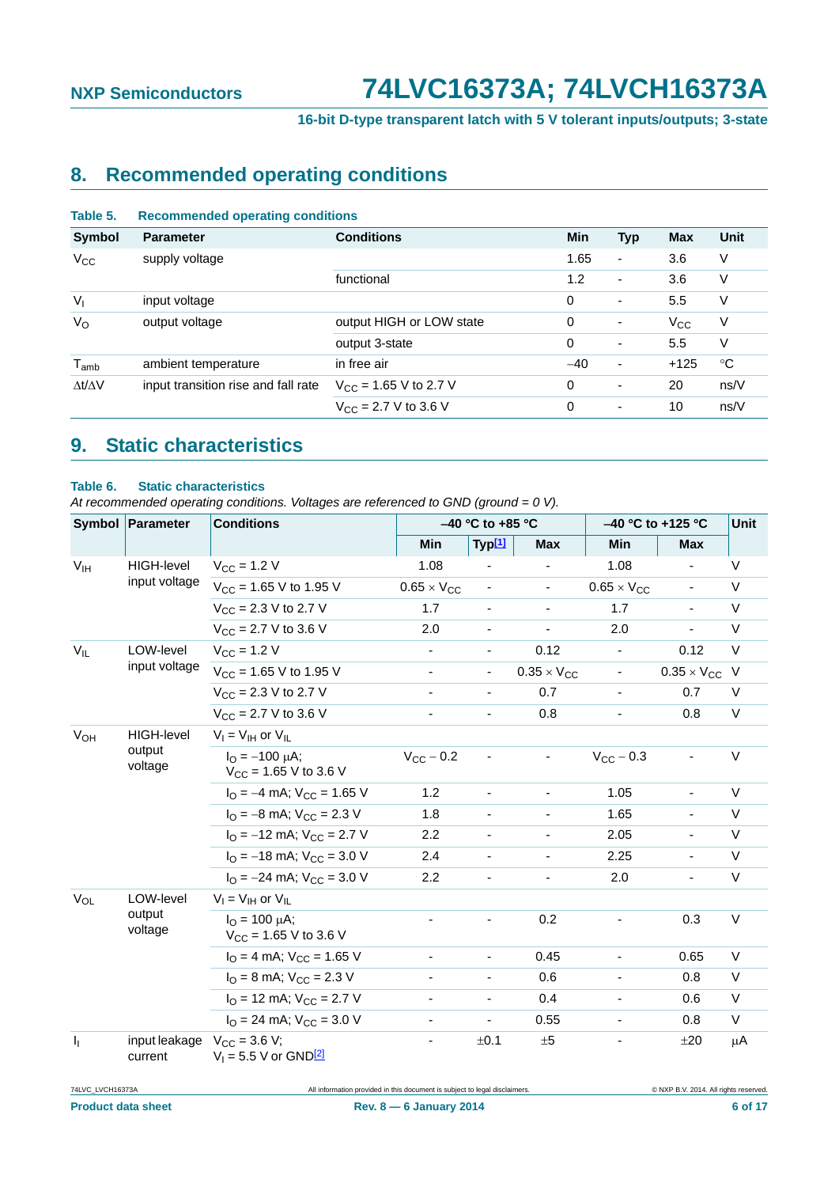## 8. Recommended operating conditions

**Table 5. Recommended operating conditions**

| Symbol | Parameter | Conditions | Min | Typ | Max | Unit |
|---|---|---|---|---|---|---|
| $V_{CC}$ | supply voltage | | 1.65 | - | 3.6 | V |
| | | functional | 1.2 | - | 3.6 | V |
| $V_I$ | input voltage | | 0 | - | 5.5 | V |
| $V_O$ | output voltage | output HIGH or LOW state | 0 | - | $V_{CC}$ | V |
| | | output 3-state | 0 | - | 5.5 | V |
| $T_{amb}$ | ambient temperature | in free air | −40 | - | +125 | °C |
| $\Delta t/\Delta V$ | input transition rise and fall rate | $V_{CC}$ = 1.65 V to 2.7 V | 0 | - | 20 | ns/V |
| | | $V_{CC}$ = 2.7 V to 3.6 V | 0 | - | 10 | ns/V |

## 9. Static characteristics

**Table 6. Static characteristics**

*At recommended operating conditions. Voltages are referenced to GND (ground = 0 V).*

| Symbol | Parameter | Conditions | −40 °C to +85 °C | | | −40 °C to +125 °C | | Unit |
|---|---|---|---|---|---|---|---|---|
| | | | Min | Typ[1] | Max | Min | Max | |
| $V_{IH}$ | HIGH-level input voltage | $V_{CC}$ = 1.2 V | 1.08 | - | - | 1.08 | - | V |
| | | $V_{CC}$ = 1.65 V to 1.95 V | 0.65 × $V_{CC}$ | - | - | 0.65 × $V_{CC}$ | - | V |
| | | $V_{CC}$ = 2.3 V to 2.7 V | 1.7 | - | - | 1.7 | - | V |
| | | $V_{CC}$ = 2.7 V to 3.6 V | 2.0 | - | - | 2.0 | - | V |
| $V_{IL}$ | LOW-level input voltage | $V_{CC}$ = 1.2 V | - | - | 0.12 | - | 0.12 | V |
| | | $V_{CC}$ = 1.65 V to 1.95 V | - | - | 0.35 × $V_{CC}$ | - | 0.35 × $V_{CC}$ | V |
| | | $V_{CC}$ = 2.3 V to 2.7 V | - | - | 0.7 | - | 0.7 | V |
| | | $V_{CC}$ = 2.7 V to 3.6 V | - | - | 0.8 | - | 0.8 | V |
| $V_{OH}$ | HIGH-level output voltage | $V_I$ = $V_{IH}$ or $V_{IL}$ | | | | | | |
| | | $I_O$ = −100 μA; $V_{CC}$ = 1.65 V to 3.6 V | $V_{CC}$ − 0.2 | - | - | $V_{CC}$ − 0.3 | - | V |
| | | $I_O$ = −4 mA; $V_{CC}$ = 1.65 V | 1.2 | - | - | 1.05 | - | V |
| | | $I_O$ = −8 mA; $V_{CC}$ = 2.3 V | 1.8 | - | - | 1.65 | - | V |
| | | $I_O$ = −12 mA; $V_{CC}$ = 2.7 V | 2.2 | - | - | 2.05 | - | V |
| | | $I_O$ = −18 mA; $V_{CC}$ = 3.0 V | 2.4 | - | - | 2.25 | - | V |
| | | $I_O$ = −24 mA; $V_{CC}$ = 3.0 V | 2.2 | - | - | 2.0 | - | V |
| $V_{OL}$ | LOW-level output voltage | $V_I$ = $V_{IH}$ or $V_{IL}$ | | | | | | |
| | | $I_O$ = 100 μA; $V_{CC}$ = 1.65 V to 3.6 V | - | - | 0.2 | - | 0.3 | V |
| | | $I_O$ = 4 mA; $V_{CC}$ = 1.65 V | - | - | 0.45 | - | 0.65 | V |
| | | $I_O$ = 8 mA; $V_{CC}$ = 2.3 V | - | - | 0.6 | - | 0.8 | V |
| | | $I_O$ = 12 mA; $V_{CC}$ = 2.7 V | - | - | 0.4 | - | 0.6 | V |
| | | $I_O$ = 24 mA; $V_{CC}$ = 3.0 V | - | - | 0.55 | - | 0.8 | V |
| $I_I$ | input leakage current | $V_{CC}$ = 3.6 V; $V_I$ = 5.5 V or GND[2] | - | ±0.1 | ±5 | - | ±20 | μA |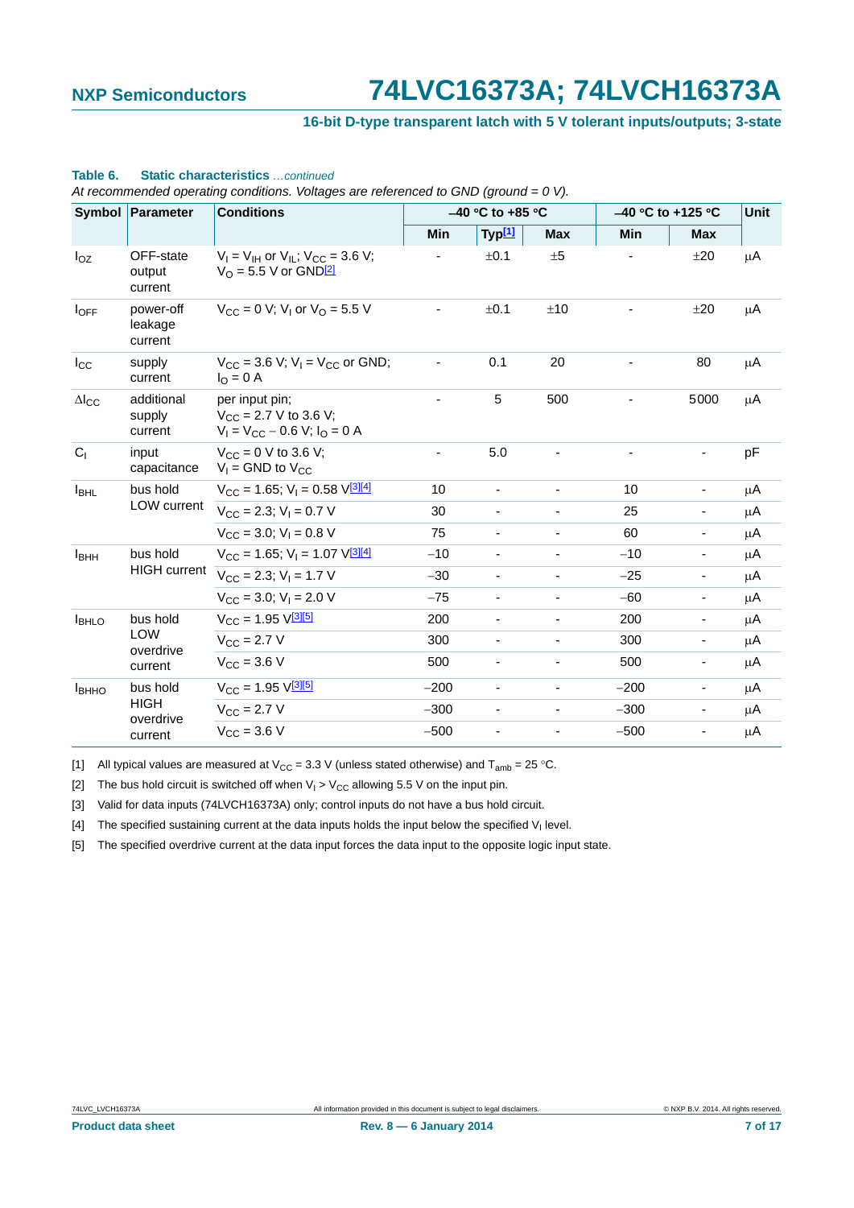**Table 6. Static characteristics** *...continued*

*At recommended operating conditions. Voltages are referenced to GND (ground = 0 V).*

| Symbol | Parameter | Conditions | −40 °C to +85 °C | | | −40 °C to +125 °C | | Unit |
|---|---|---|---|---|---|---|---|---|
| | | | Min | Typ[1] | Max | Min | Max | |
| $I_{OZ}$ | OFF-state output current | $V_I = V_{IH}$ or $V_{IL}$; $V_{CC} = 3.6$ V; $V_O = 5.5$ V or GND[2] | - | ±0.1 | ±5 | - | ±20 | μA |
| $I_{OFF}$ | power-off leakage current | $V_{CC} = 0$ V; $V_I$ or $V_O = 5.5$ V | - | ±0.1 | ±10 | - | ±20 | μA |
| $I_{CC}$ | supply current | $V_{CC} = 3.6$ V; $V_I = V_{CC}$ or GND; $I_O = 0$ A | - | 0.1 | 20 | - | 80 | μA |
| $\Delta I_{CC}$ | additional supply current | per input pin; $V_{CC} = 2.7$ V to 3.6 V; $V_I = V_{CC} - 0.6$ V; $I_O = 0$ A | - | 5 | 500 | - | 5000 | μA |
| $C_I$ | input capacitance | $V_{CC} = 0$ V to 3.6 V; $V_I$ = GND to $V_{CC}$ | - | 5.0 | - | - | - | pF |
| $I_{BHL}$ | bus hold LOW current | $V_{CC} = 1.65$; $V_I = 0.58$ V[3][4] | 10 | - | - | 10 | - | μA |
| | | $V_{CC} = 2.3$; $V_I = 0.7$ V | 30 | - | - | 25 | - | μA |
| | | $V_{CC} = 3.0$; $V_I = 0.8$ V | 75 | - | - | 60 | - | μA |
| $I_{BHH}$ | bus hold HIGH current | $V_{CC} = 1.65$; $V_I = 1.07$ V[3][4] | −10 | - | - | −10 | - | μA |
| | | $V_{CC} = 2.3$; $V_I = 1.7$ V | −30 | - | - | −25 | - | μA |
| | | $V_{CC} = 3.0$; $V_I = 2.0$ V | −75 | - | - | −60 | - | μA |
| $I_{BHLO}$ | bus hold LOW overdrive current | $V_{CC} = 1.95$ V[3][5] | 200 | - | - | 200 | - | μA |
| | | $V_{CC} = 2.7$ V | 300 | - | - | 300 | - | μA |
| | | $V_{CC} = 3.6$ V | 500 | - | - | 500 | - | μA |
| $I_{BHHO}$ | bus hold HIGH overdrive current | $V_{CC} = 1.95$ V[3][5] | −200 | - | - | −200 | - | μA |
| | | $V_{CC} = 2.7$ V | −300 | - | - | −300 | - | μA |
| | | $V_{CC} = 3.6$ V | −500 | - | - | −500 | - | μA |

[1] All typical values are measured at $V_{CC} = 3.3$ V (unless stated otherwise) and $T_{amb} = 25$ °C.

[2] The bus hold circuit is switched off when $V_I > V_{CC}$ allowing 5.5 V on the input pin.

[3] Valid for data inputs (74LVCH16373A) only; control inputs do not have a bus hold circuit.

[4] The specified sustaining current at the data inputs holds the input below the specified $V_I$ level.

[5] The specified overdrive current at the data input forces the data input to the opposite logic input state.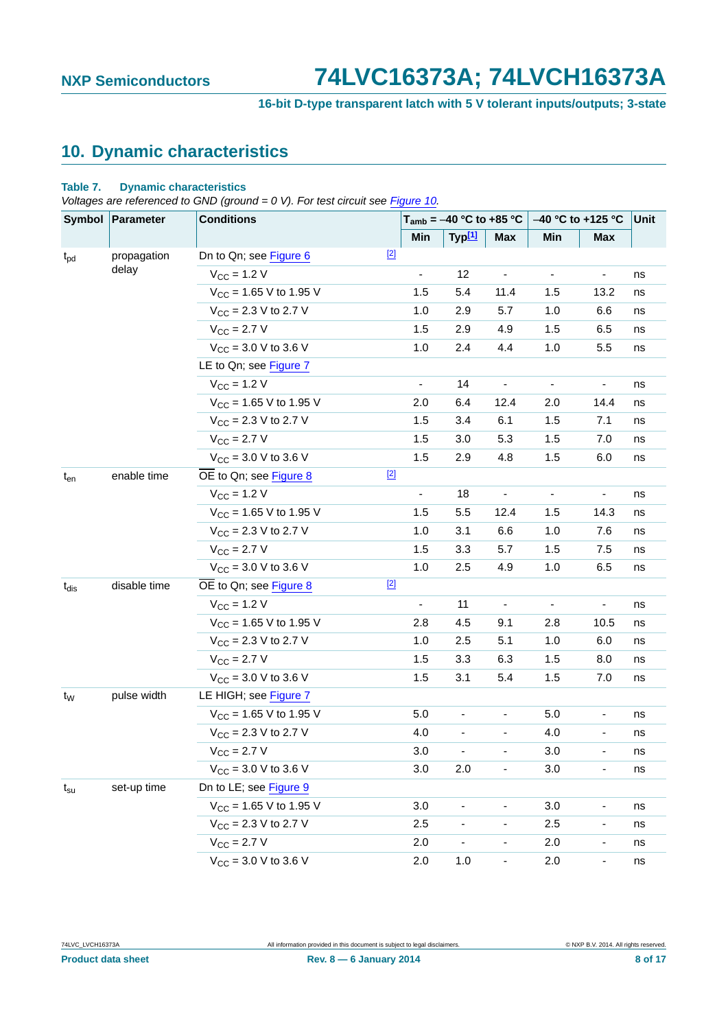## 10. Dynamic characteristics

**Table 7. Dynamic characteristics**

*Voltages are referenced to GND (ground = 0 V). For test circuit see Figure 10.*

| Symbol | Parameter | Conditions | | $T_{amb}$ = –40 °C to +85 °C | | | –40 °C to +125 °C | | Unit |
|---|---|---|---|---|---|---|---|---|---|
| | | | | Min | Typ[1] | Max | Min | Max | |
| $t_{pd}$ | propagation delay | Dn to Qn; see Figure 6 | [2] | | | | | | |
| | | $V_{CC}$ = 1.2 V | | - | 12 | - | - | - | ns |
| | | $V_{CC}$ = 1.65 V to 1.95 V | | 1.5 | 5.4 | 11.4 | 1.5 | 13.2 | ns |
| | | $V_{CC}$ = 2.3 V to 2.7 V | | 1.0 | 2.9 | 5.7 | 1.0 | 6.6 | ns |
| | | $V_{CC}$ = 2.7 V | | 1.5 | 2.9 | 4.9 | 1.5 | 6.5 | ns |
| | | $V_{CC}$ = 3.0 V to 3.6 V | | 1.0 | 2.4 | 4.4 | 1.0 | 5.5 | ns |
| | | LE to Qn; see Figure 7 | | | | | | | |
| | | $V_{CC}$ = 1.2 V | | - | 14 | - | - | - | ns |
| | | $V_{CC}$ = 1.65 V to 1.95 V | | 2.0 | 6.4 | 12.4 | 2.0 | 14.4 | ns |
| | | $V_{CC}$ = 2.3 V to 2.7 V | | 1.5 | 3.4 | 6.1 | 1.5 | 7.1 | ns |
| | | $V_{CC}$ = 2.7 V | | 1.5 | 3.0 | 5.3 | 1.5 | 7.0 | ns |
| | | $V_{CC}$ = 3.0 V to 3.6 V | | 1.5 | 2.9 | 4.8 | 1.5 | 6.0 | ns |
| $t_{en}$ | enable time | $\overline{OE}$ to Qn; see Figure 8 | [2] | | | | | | |
| | | $V_{CC}$ = 1.2 V | | - | 18 | - | - | - | ns |
| | | $V_{CC}$ = 1.65 V to 1.95 V | | 1.5 | 5.5 | 12.4 | 1.5 | 14.3 | ns |
| | | $V_{CC}$ = 2.3 V to 2.7 V | | 1.0 | 3.1 | 6.6 | 1.0 | 7.6 | ns |
| | | $V_{CC}$ = 2.7 V | | 1.5 | 3.3 | 5.7 | 1.5 | 7.5 | ns |
| | | $V_{CC}$ = 3.0 V to 3.6 V | | 1.0 | 2.5 | 4.9 | 1.0 | 6.5 | ns |
| $t_{dis}$ | disable time | $\overline{OE}$ to Qn; see Figure 8 | [2] | | | | | | |
| | | $V_{CC}$ = 1.2 V | | - | 11 | - | - | - | ns |
| | | $V_{CC}$ = 1.65 V to 1.95 V | | 2.8 | 4.5 | 9.1 | 2.8 | 10.5 | ns |
| | | $V_{CC}$ = 2.3 V to 2.7 V | | 1.0 | 2.5 | 5.1 | 1.0 | 6.0 | ns |
| | | $V_{CC}$ = 2.7 V | | 1.5 | 3.3 | 6.3 | 1.5 | 8.0 | ns |
| | | $V_{CC}$ = 3.0 V to 3.6 V | | 1.5 | 3.1 | 5.4 | 1.5 | 7.0 | ns |
| $t_W$ | pulse width | LE HIGH; see Figure 7 | | | | | | | |
| | | $V_{CC}$ = 1.65 V to 1.95 V | | 5.0 | - | - | 5.0 | - | ns |
| | | $V_{CC}$ = 2.3 V to 2.7 V | | 4.0 | - | - | 4.0 | - | ns |
| | | $V_{CC}$ = 2.7 V | | 3.0 | - | - | 3.0 | - | ns |
| | | $V_{CC}$ = 3.0 V to 3.6 V | | 3.0 | 2.0 | - | 3.0 | - | ns |
| $t_{su}$ | set-up time | Dn to LE; see Figure 9 | | | | | | | |
| | | $V_{CC}$ = 1.65 V to 1.95 V | | 3.0 | - | - | 3.0 | - | ns |
| | | $V_{CC}$ = 2.3 V to 2.7 V | | 2.5 | - | - | 2.5 | - | ns |
| | | $V_{CC}$ = 2.7 V | | 2.0 | - | - | 2.0 | - | ns |
| | | $V_{CC}$ = 3.0 V to 3.6 V | | 2.0 | 1.0 | - | 2.0 | - | ns |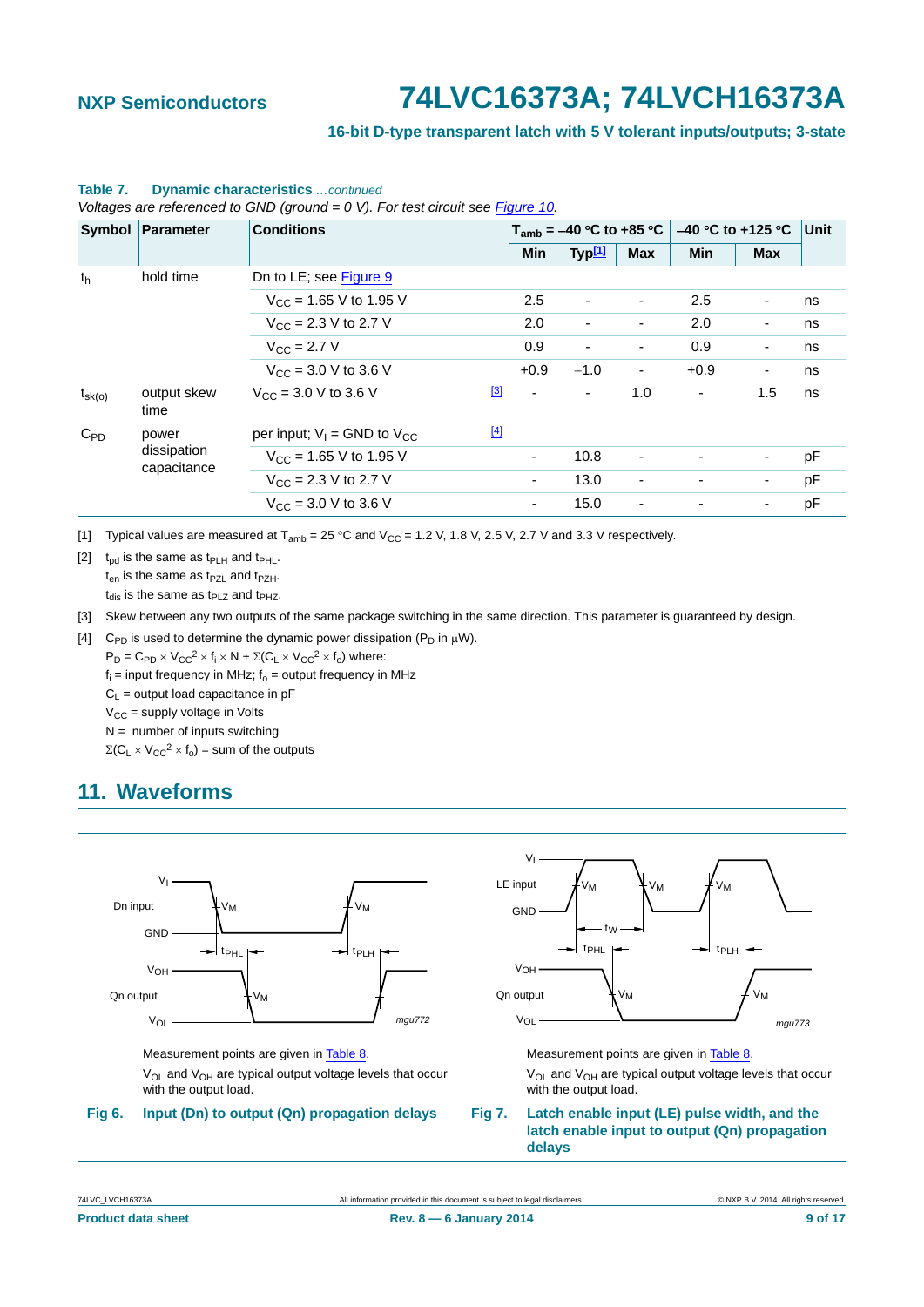**Table 7. Dynamic characteristics** *...continued*

*Voltages are referenced to GND (ground = 0 V). For test circuit see Figure 10.*

| Symbol | Parameter | Conditions | | $T_{amb}$ = −40 °C to +85 °C | | | −40 °C to +125 °C | | Unit |
|---|---|---|---|---|---|---|---|---|---|
| | | | | Min | Typ[1] | Max | Min | Max | |
| $t_h$ | hold time | Dn to LE; see Figure 9 | | | | | | | |
| | | $V_{CC}$ = 1.65 V to 1.95 V | | 2.5 | - | - | 2.5 | - | ns |
| | | $V_{CC}$ = 2.3 V to 2.7 V | | 2.0 | - | - | 2.0 | - | ns |
| | | $V_{CC}$ = 2.7 V | | 0.9 | - | - | 0.9 | - | ns |
| | | $V_{CC}$ = 3.0 V to 3.6 V | | +0.9 | −1.0 | - | +0.9 | - | ns |
| $t_{sk(o)}$ | output skew time | $V_{CC}$ = 3.0 V to 3.6 V | [3] | - | - | 1.0 | - | 1.5 | ns |
| $C_{PD}$ | power dissipation capacitance | per input; $V_I$ = GND to $V_{CC}$ | [4] | | | | | | |
| | | $V_{CC}$ = 1.65 V to 1.95 V | | - | 10.8 | - | - | - | pF |
| | | $V_{CC}$ = 2.3 V to 2.7 V | | - | 13.0 | - | - | - | pF |
| | | $V_{CC}$ = 3.0 V to 3.6 V | | - | 15.0 | - | - | - | pF |

[1] Typical values are measured at $T_{amb}$ = 25 °C and $V_{CC}$ = 1.2 V, 1.8 V, 2.5 V, 2.7 V and 3.3 V respectively.

[2] $t_{pd}$ is the same as $t_{PLH}$ and $t_{PHL}$.
$t_{en}$ is the same as $t_{PZL}$ and $t_{PZH}$.
$t_{dis}$ is the same as $t_{PLZ}$ and $t_{PHZ}$.

[3] Skew between any two outputs of the same package switching in the same direction. This parameter is guaranteed by design.

[4] $C_{PD}$ is used to determine the dynamic power dissipation ($P_D$ in μW).
$P_D = C_{PD} \times V_{CC}^2 \times f_i \times N + \Sigma(C_L \times V_{CC}^2 \times f_o)$ where:
$f_i$ = input frequency in MHz; $f_o$ = output frequency in MHz
$C_L$ = output load capacitance in pF
$V_{CC}$ = supply voltage in Volts
N = number of inputs switching
$\Sigma(C_L \times V_{CC}^2 \times f_o)$ = sum of the outputs

## 11. Waveforms

Measurement points are given in Table 8.

$V_{OL}$ and $V_{OH}$ are typical output voltage levels that occur with the output load.

**Fig 6. Input (Dn) to output (Qn) propagation delays**

Measurement points are given in Table 8.

$V_{OL}$ and $V_{OH}$ are typical output voltage levels that occur with the output load.

**Fig 7. Latch enable input (LE) pulse width, and the latch enable input to output (Qn) propagation delays**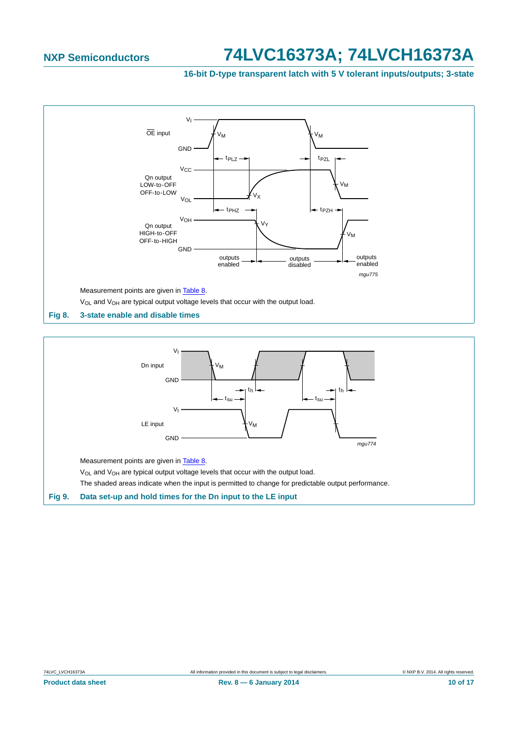Measurement points are given in Table 8.

$V_{OL}$ and $V_{OH}$ are typical output voltage levels that occur with the output load.

**Fig 8. 3-state enable and disable times**

Measurement points are given in Table 8.

$V_{OL}$ and $V_{OH}$ are typical output voltage levels that occur with the output load.

The shaded areas indicate when the input is permitted to change for predictable output performance.

**Fig 9. Data set-up and hold times for the Dn input to the LE input**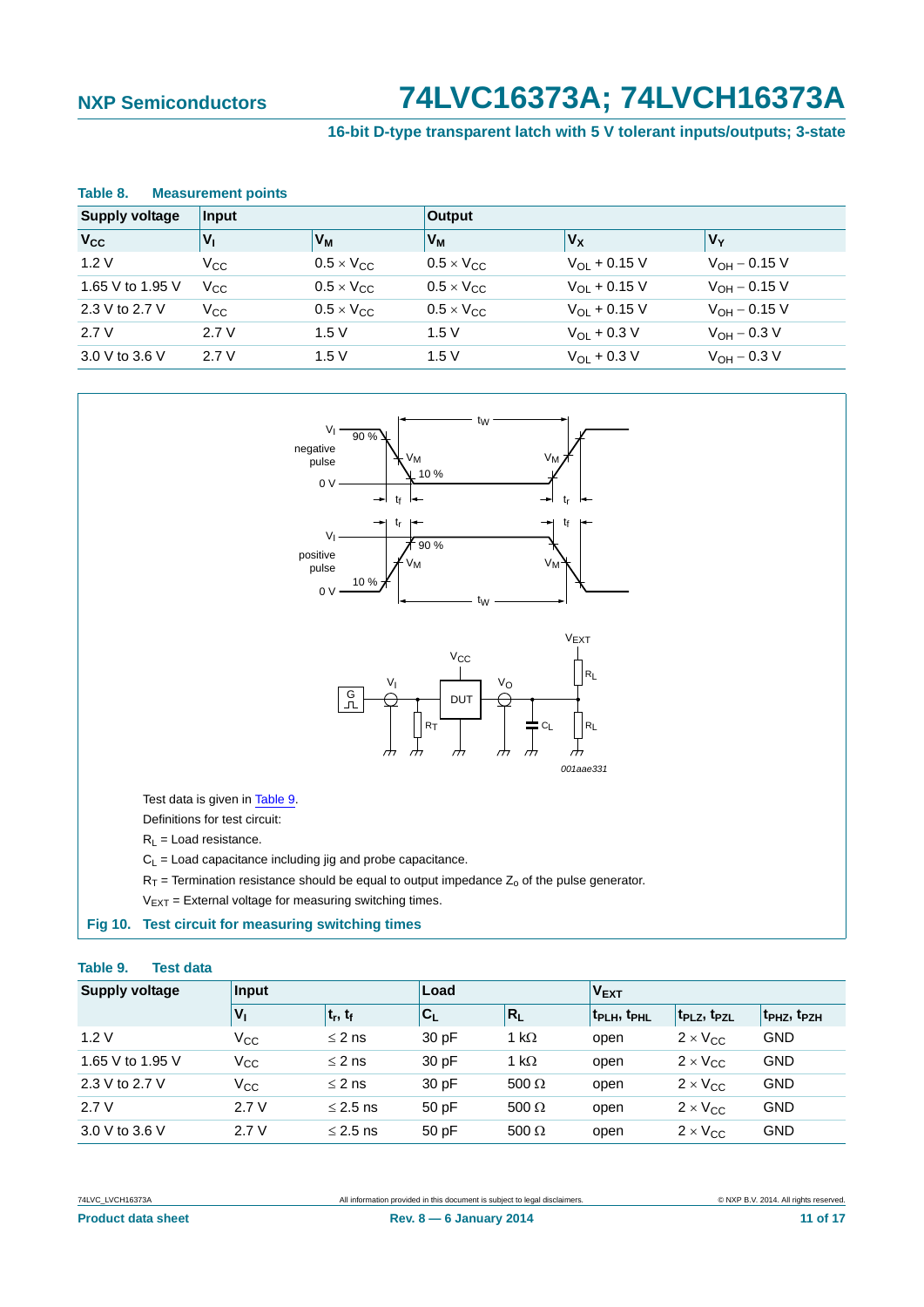**Table 8. Measurement points**

| Supply voltage | Input | | Output | | |
|---|---|---|---|---|---|
| $V_{CC}$ | $V_I$ | $V_M$ | $V_M$ | $V_X$ | $V_Y$ |
| 1.2 V | $V_{CC}$ | $0.5 \times V_{CC}$ | $0.5 \times V_{CC}$ | $V_{OL} + 0.15$ V | $V_{OH} - 0.15$ V |
| 1.65 V to 1.95 V | $V_{CC}$ | $0.5 \times V_{CC}$ | $0.5 \times V_{CC}$ | $V_{OL} + 0.15$ V | $V_{OH} - 0.15$ V |
| 2.3 V to 2.7 V | $V_{CC}$ | $0.5 \times V_{CC}$ | $0.5 \times V_{CC}$ | $V_{OL} + 0.15$ V | $V_{OH} - 0.15$ V |
| 2.7 V | 2.7 V | 1.5 V | 1.5 V | $V_{OL} + 0.3$ V | $V_{OH} - 0.3$ V |
| 3.0 V to 3.6 V | 2.7 V | 1.5 V | 1.5 V | $V_{OL} + 0.3$ V | $V_{OH} - 0.3$ V |

Test data is given in Table 9.

Definitions for test circuit:

$R_L$ = Load resistance.

$C_L$ = Load capacitance including jig and probe capacitance.

$R_T$ = Termination resistance should be equal to output impedance $Z_o$ of the pulse generator.

$V_{EXT}$ = External voltage for measuring switching times.

**Fig 10. Test circuit for measuring switching times**

**Table 9. Test data**

| Supply voltage | Input | | Load | | $V_{EXT}$ | | |
|---|---|---|---|---|---|---|---|
| | $V_I$ | $t_r$, $t_f$ | $C_L$ | $R_L$ | $t_{PLH}$, $t_{PHL}$ | $t_{PLZ}$, $t_{PZL}$ | $t_{PHZ}$, $t_{PZH}$ |
| 1.2 V | $V_{CC}$ | ≤ 2 ns | 30 pF | 1 kΩ | open | $2 \times V_{CC}$ | GND |
| 1.65 V to 1.95 V | $V_{CC}$ | ≤ 2 ns | 30 pF | 1 kΩ | open | $2 \times V_{CC}$ | GND |
| 2.3 V to 2.7 V | $V_{CC}$ | ≤ 2 ns | 30 pF | 500 Ω | open | $2 \times V_{CC}$ | GND |
| 2.7 V | 2.7 V | ≤ 2.5 ns | 50 pF | 500 Ω | open | $2 \times V_{CC}$ | GND |
| 3.0 V to 3.6 V | 2.7 V | ≤ 2.5 ns | 50 pF | 500 Ω | open | $2 \times V_{CC}$ | GND |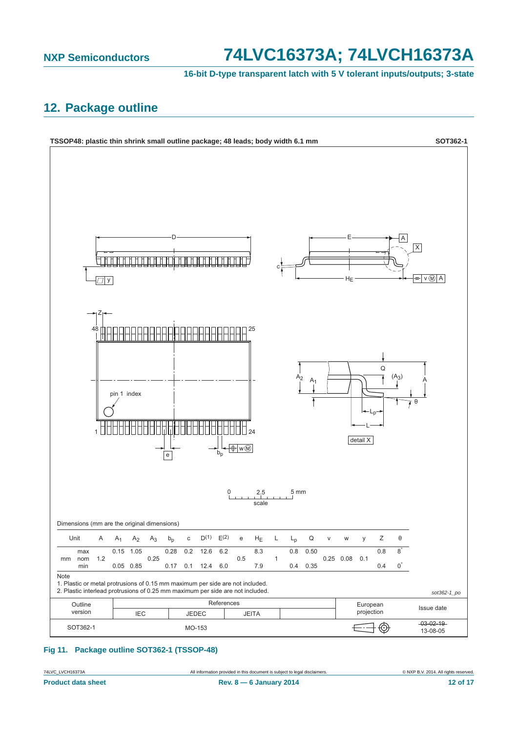## 12. Package outline

TSSOP48: plastic thin shrink small outline package; 48 leads; body width 6.1 mm

SOT362-1

Dimensions (mm are the original dimensions)

| Unit | | A | $A_1$ | $A_2$ | $A_3$ | $b_p$ | c | D(1) | E(2) | e | $H_E$ | L | $L_p$ | Q | v | w | y | Z | θ |
|---|---|---|---|---|---|---|---|---|---|---|---|---|---|---|---|---|---|---|---|
| mm | max | | 0.15 | 1.05 | | 0.28 | 0.2 | 12.6 | 6.2 | | 8.3 | | 0.8 | 0.50 | | | | 0.8 | 8° |
| | nom | 1.2 | | | 0.25 | | | | | 0.5 | | 1 | | | 0.25 | 0.08 | 0.1 | | |
| | min | | 0.05 | 0.85 | | 0.17 | 0.1 | 12.4 | 6.0 | | 7.9 | | 0.4 | 0.35 | | | | 0.4 | 0° |

Note

1. Plastic or metal protrusions of 0.15 mm maximum per side are not included.
2. Plastic interlead protrusions of 0.25 mm maximum per side are not included.

sot362-1_po

| Outline version | References | | | | European projection | Issue date |
|---|---|---|---|---|---|---|
| | IEC | JEDEC | JEITA | | | |
| SOT362-1 | | MO-153 | | | | ~~03-02-19~~ 13-08-05 |

**Fig 11. Package outline SOT362-1 (TSSOP-48)**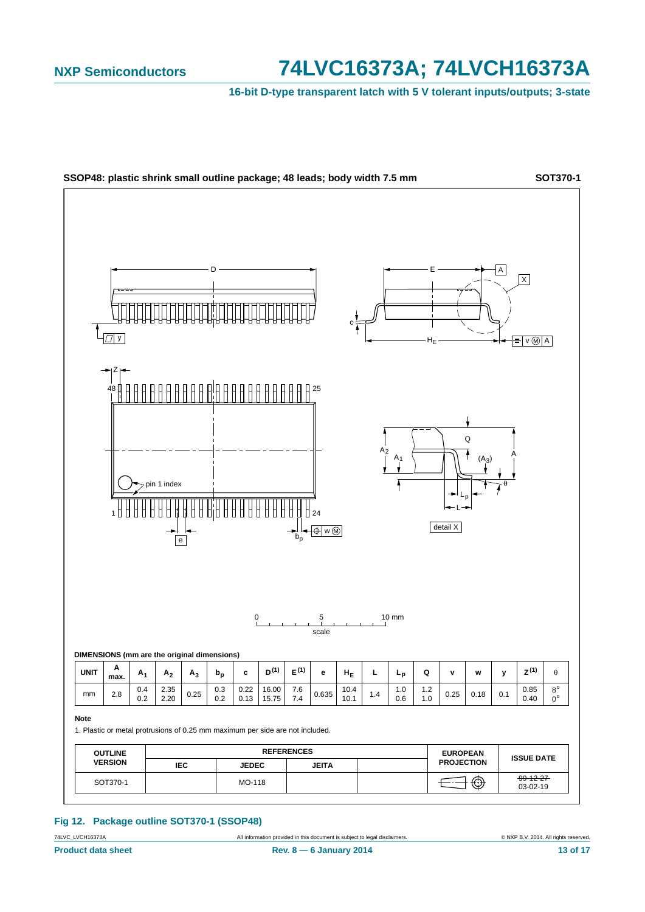**SSOP48: plastic shrink small outline package; 48 leads; body width 7.5 mm** **SOT370-1**

**DIMENSIONS (mm are the original dimensions)**

| UNIT | A max. | $A_1$ | $A_2$ | $A_3$ | $b_p$ | c | $D^{(1)}$ | $E^{(1)}$ | e | $H_E$ | L | $L_p$ | Q | v | w | y | $Z^{(1)}$ | θ |
|---|---|---|---|---|---|---|---|---|---|---|---|---|---|---|---|---|---|---|
| mm | 2.8 | 0.4<br>0.2 | 2.35<br>2.20 | 0.25 | 0.3<br>0.2 | 0.22<br>0.13 | 16.00<br>15.75 | 7.6<br>7.4 | 0.635 | 10.4<br>10.1 | 1.4 | 1.0<br>0.6 | 1.2<br>1.0 | 0.25 | 0.18 | 0.1 | 0.85<br>0.40 | 8°<br>0° |

**Note**

1. Plastic or metal protrusions of 0.25 mm maximum per side are not included.

| OUTLINE VERSION | REFERENCES | | | | EUROPEAN PROJECTION | ISSUE DATE |
|---|---|---|---|---|---|---|
| | IEC | JEDEC | JEITA | | | |
| SOT370-1 | | MO-118 | | | | ~~99-12-27~~<br>03-02-19 |

**Fig 12. Package outline SOT370-1 (SSOP48)**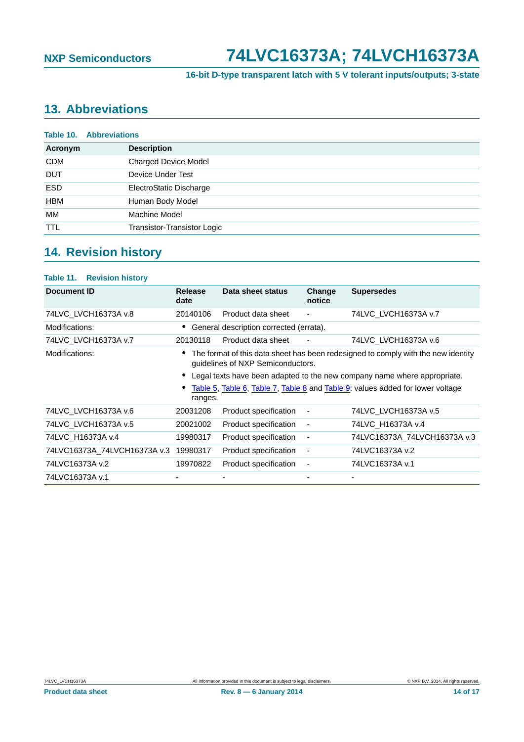## 13. Abbreviations

**Table 10. Abbreviations**

| Acronym | Description |
|---|---|
| CDM | Charged Device Model |
| DUT | Device Under Test |
| ESD | ElectroStatic Discharge |
| HBM | Human Body Model |
| MM | Machine Model |
| TTL | Transistor-Transistor Logic |

## 14. Revision history

**Table 11. Revision history**

| Document ID | Release date | Data sheet status | Change notice | Supersedes |
|---|---|---|---|---|
| 74LVC_LVCH16373A v.8 | 20140106 | Product data sheet | - | 74LVC_LVCH16373A v.7 |
| Modifications: | • General description corrected (errata). | | | |
| 74LVC_LVCH16373A v.7 | 20130118 | Product data sheet | - | 74LVC_LVCH16373A v.6 |
| Modifications: | • The format of this data sheet has been redesigned to comply with the new identity guidelines of NXP Semiconductors. • Legal texts have been adapted to the new company name where appropriate. • Table 5, Table 6, Table 7, Table 8 and Table 9: values added for lower voltage ranges. | | | |
| 74LVC_LVCH16373A v.6 | 20031208 | Product specification | - | 74LVC_LVCH16373A v.5 |
| 74LVC_LVCH16373A v.5 | 20021002 | Product specification | - | 74LVC_H16373A v.4 |
| 74LVC_H16373A v.4 | 19980317 | Product specification | - | 74LVC16373A_74LVCH16373A v.3 |
| 74LVC16373A_74LVCH16373A v.3 | 19980317 | Product specification | - | 74LVC16373A v.2 |
| 74LVC16373A v.2 | 19970822 | Product specification | - | 74LVC16373A v.1 |
| 74LVC16373A v.1 | - | - | - | - |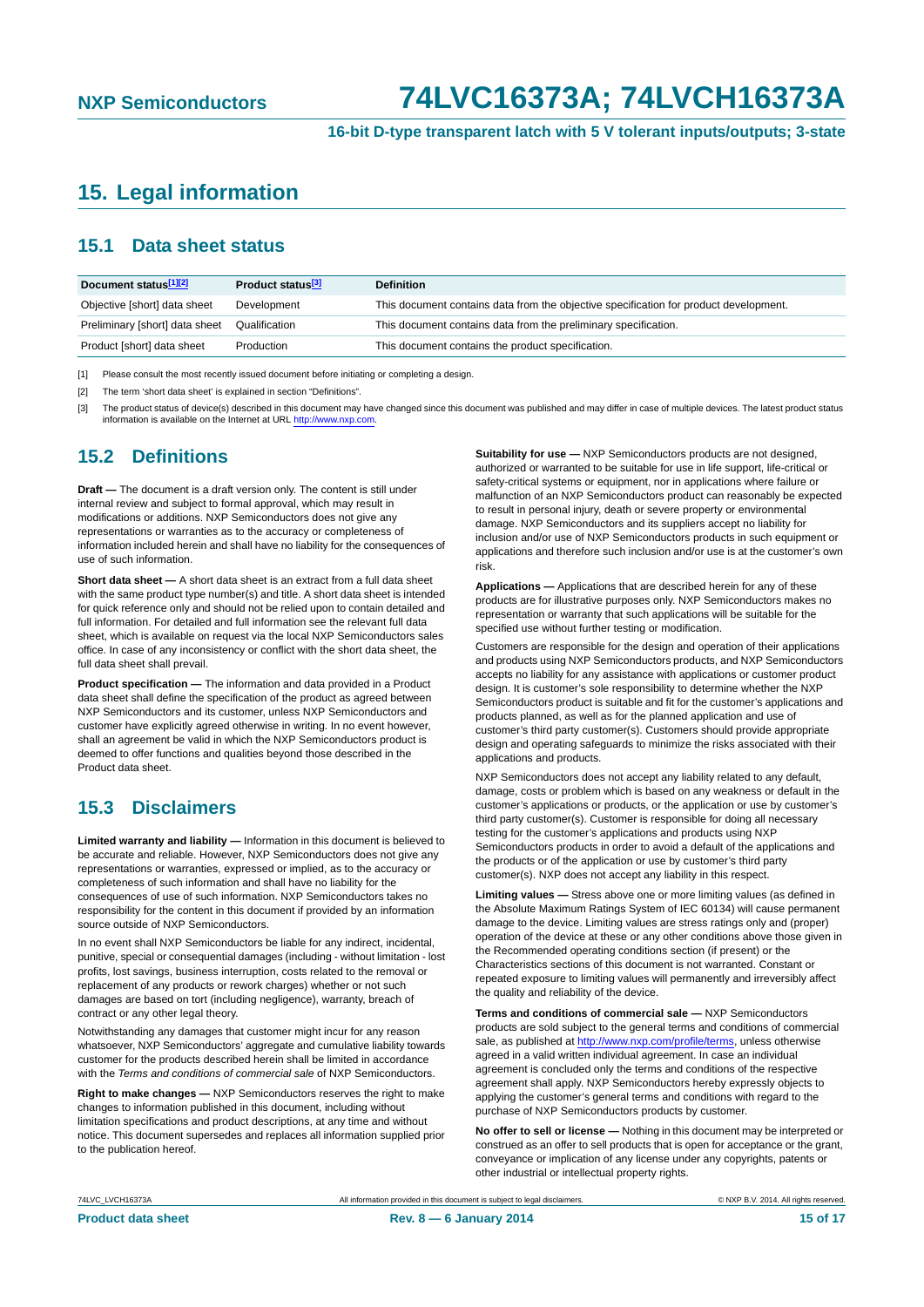## 15. Legal information

### 15.1 Data sheet status

| Document status[1][2] | Product status[3] | Definition |
|---|---|---|
| Objective [short] data sheet | Development | This document contains data from the objective specification for product development. |
| Preliminary [short] data sheet | Qualification | This document contains data from the preliminary specification. |
| Product [short] data sheet | Production | This document contains the product specification. |

[1] Please consult the most recently issued document before initiating or completing a design.

[2] The term 'short data sheet' is explained in section "Definitions".

[3] The product status of device(s) described in this document may have changed since this document was published and may differ in case of multiple devices. The latest product status information is available on the Internet at URL http://www.nxp.com.

### 15.2 Definitions

**Draft —** The document is a draft version only. The content is still under internal review and subject to formal approval, which may result in modifications or additions. NXP Semiconductors does not give any representations or warranties as to the accuracy or completeness of information included herein and shall have no liability for the consequences of use of such information.

**Short data sheet —** A short data sheet is an extract from a full data sheet with the same product type number(s) and title. A short data sheet is intended for quick reference only and should not be relied upon to contain detailed and full information. For detailed and full information see the relevant full data sheet, which is available on request via the local NXP Semiconductors sales office. In case of any inconsistency or conflict with the short data sheet, the full data sheet shall prevail.

**Product specification —** The information and data provided in a Product data sheet shall define the specification of the product as agreed between NXP Semiconductors and its customer, unless NXP Semiconductors and customer have explicitly agreed otherwise in writing. In no event however, shall an agreement be valid in which the NXP Semiconductors product is deemed to offer functions and qualities beyond those described in the Product data sheet.

### 15.3 Disclaimers

**Limited warranty and liability —** Information in this document is believed to be accurate and reliable. However, NXP Semiconductors does not give any representations or warranties, expressed or implied, as to the accuracy or completeness of such information and shall have no liability for the consequences of use of such information. NXP Semiconductors takes no responsibility for the content in this document if provided by an information source outside of NXP Semiconductors.

In no event shall NXP Semiconductors be liable for any indirect, incidental, punitive, special or consequential damages (including - without limitation - lost profits, lost savings, business interruption, costs related to the removal or replacement of any products or rework charges) whether or not such damages are based on tort (including negligence), warranty, breach of contract or any other legal theory.

Notwithstanding any damages that customer might incur for any reason whatsoever, NXP Semiconductors' aggregate and cumulative liability towards customer for the products described herein shall be limited in accordance with the *Terms and conditions of commercial sale* of NXP Semiconductors.

**Right to make changes —** NXP Semiconductors reserves the right to make changes to information published in this document, including without limitation specifications and product descriptions, at any time and without notice. This document supersedes and replaces all information supplied prior to the publication hereof.

**Suitability for use —** NXP Semiconductors products are not designed, authorized or warranted to be suitable for use in life support, life-critical or safety-critical systems or equipment, nor in applications where failure or malfunction of an NXP Semiconductors product can reasonably be expected to result in personal injury, death or severe property or environmental damage. NXP Semiconductors and its suppliers accept no liability for inclusion and/or use of NXP Semiconductors products in such equipment or applications and therefore such inclusion and/or use is at the customer's own risk.

**Applications —** Applications that are described herein for any of these products are for illustrative purposes only. NXP Semiconductors makes no representation or warranty that such applications will be suitable for the specified use without further testing or modification.

Customers are responsible for the design and operation of their applications and products using NXP Semiconductors products, and NXP Semiconductors accepts no liability for any assistance with applications or customer product design. It is customer's sole responsibility to determine whether the NXP Semiconductors product is suitable and fit for the customer's applications and products planned, as well as for the planned application and use of customer's third party customer(s). Customers should provide appropriate design and operating safeguards to minimize the risks associated with their applications and products.

NXP Semiconductors does not accept any liability related to any default, damage, costs or problem which is based on any weakness or default in the customer's applications or products, or the application or use by customer's third party customer(s). Customer is responsible for doing all necessary testing for the customer's applications and products using NXP Semiconductors products in order to avoid a default of the applications and the products or of the application or use by customer's third party customer(s). NXP does not accept any liability in this respect.

**Limiting values —** Stress above one or more limiting values (as defined in the Absolute Maximum Ratings System of IEC 60134) will cause permanent damage to the device. Limiting values are stress ratings only and (proper) operation of the device at these or any other conditions above those given in the Recommended operating conditions section (if present) or the Characteristics sections of this document is not warranted. Constant or repeated exposure to limiting values will permanently and irreversibly affect the quality and reliability of the device.

**Terms and conditions of commercial sale —** NXP Semiconductors products are sold subject to the general terms and conditions of commercial sale, as published at http://www.nxp.com/profile/terms, unless otherwise agreed in a valid written individual agreement. In case an individual agreement is concluded only the terms and conditions of the respective agreement shall apply. NXP Semiconductors hereby expressly objects to applying the customer's general terms and conditions with regard to the purchase of NXP Semiconductors products by customer.

**No offer to sell or license —** Nothing in this document may be interpreted or construed as an offer to sell products that is open for acceptance or the grant, conveyance or implication of any license under any copyrights, patents or other industrial or intellectual property rights.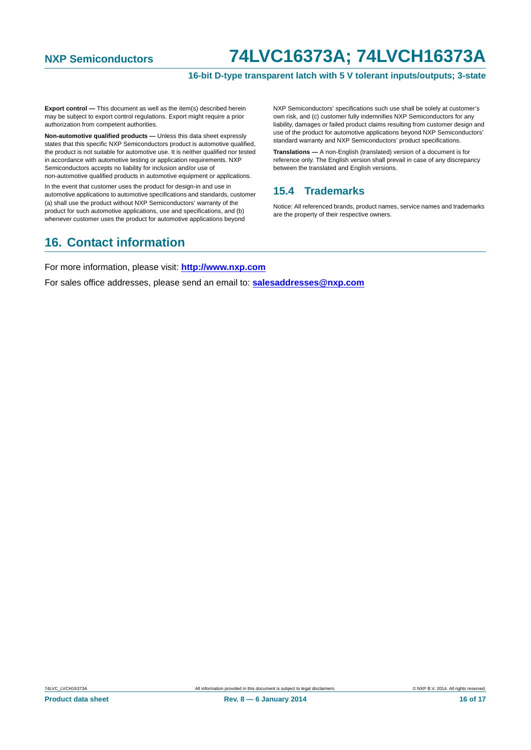**Export control —** This document as well as the item(s) described herein may be subject to export control regulations. Export might require a prior authorization from competent authorities.

**Non-automotive qualified products —** Unless this data sheet expressly states that this specific NXP Semiconductors product is automotive qualified, the product is not suitable for automotive use. It is neither qualified nor tested in accordance with automotive testing or application requirements. NXP Semiconductors accepts no liability for inclusion and/or use of non-automotive qualified products in automotive equipment or applications.

In the event that customer uses the product for design-in and use in automotive applications to automotive specifications and standards, customer (a) shall use the product without NXP Semiconductors' warranty of the product for such automotive applications, use and specifications, and (b) whenever customer uses the product for automotive applications beyond NXP Semiconductors' specifications such use shall be solely at customer's own risk, and (c) customer fully indemnifies NXP Semiconductors for any liability, damages or failed product claims resulting from customer design and use of the product for automotive applications beyond NXP Semiconductors' standard warranty and NXP Semiconductors' product specifications.

**Translations —** A non-English (translated) version of a document is for reference only. The English version shall prevail in case of any discrepancy between the translated and English versions.

### 15.4 Trademarks

Notice: All referenced brands, product names, service names and trademarks are the property of their respective owners.

## 16. Contact information

For more information, please visit: **http://www.nxp.com**

For sales office addresses, please send an email to: **salesaddresses@nxp.com**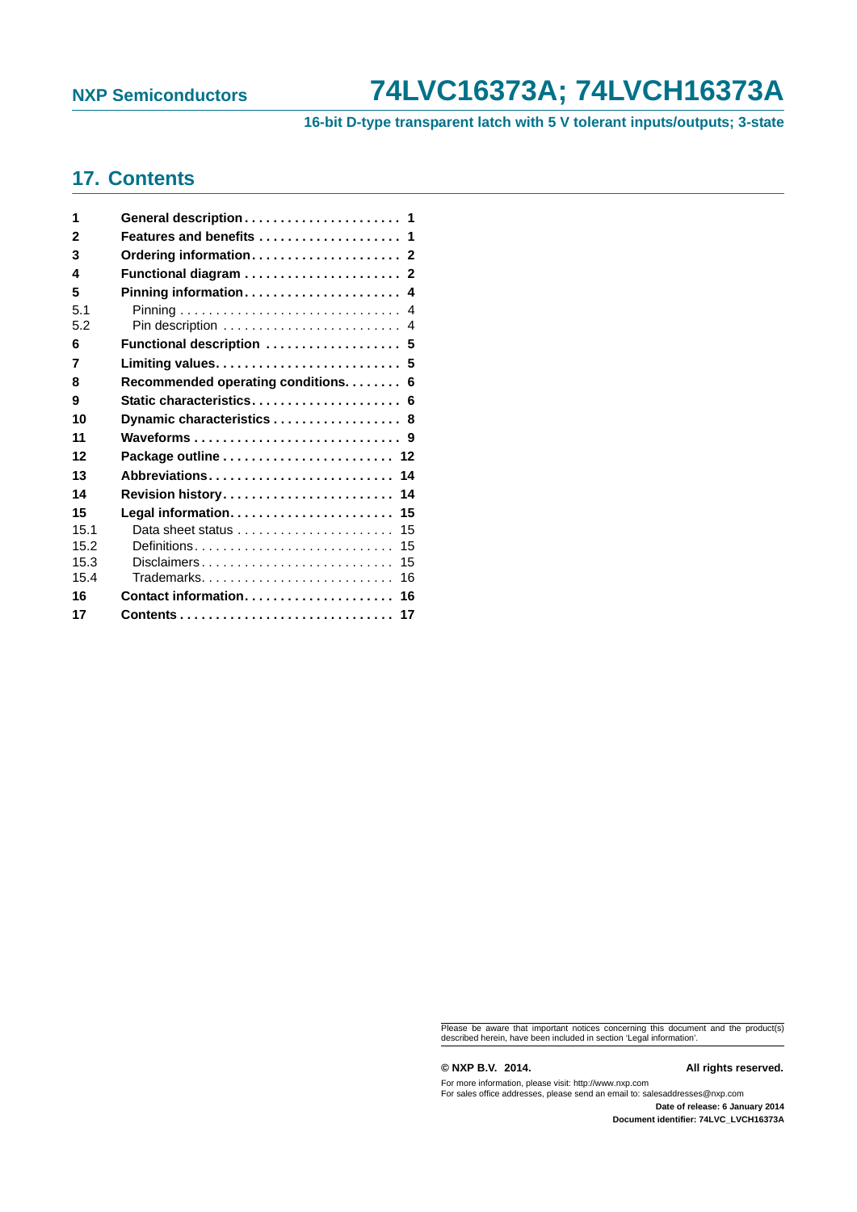## 17. Contents

| | | |
|---|---|---|
| **1** | **General description** | **1** |
| **2** | **Features and benefits** | **1** |
| **3** | **Ordering information** | **2** |
| **4** | **Functional diagram** | **2** |
| **5** | **Pinning information** | **4** |
| 5.1 | Pinning | 4 |
| 5.2 | Pin description | 4 |
| **6** | **Functional description** | **5** |
| **7** | **Limiting values** | **5** |
| **8** | **Recommended operating conditions** | **6** |
| **9** | **Static characteristics** | **6** |
| **10** | **Dynamic characteristics** | **8** |
| **11** | **Waveforms** | **9** |
| **12** | **Package outline** | **12** |
| **13** | **Abbreviations** | **14** |
| **14** | **Revision history** | **14** |
| **15** | **Legal information** | **15** |
| 15.1 | Data sheet status | 15 |
| 15.2 | Definitions | 15 |
| 15.3 | Disclaimers | 15 |
| 15.4 | Trademarks | 16 |
| **16** | **Contact information** | **16** |
| **17** | **Contents** | **17** |

Please be aware that important notices concerning this document and the product(s) described herein, have been included in section 'Legal information'.

**© NXP B.V. 2014.** **All rights reserved.**

For more information, please visit: http://www.nxp.com
For sales office addresses, please send an email to: salesaddresses@nxp.com

**Date of release: 6 January 2014**
**Document identifier: 74LVC_LVCH16373A**